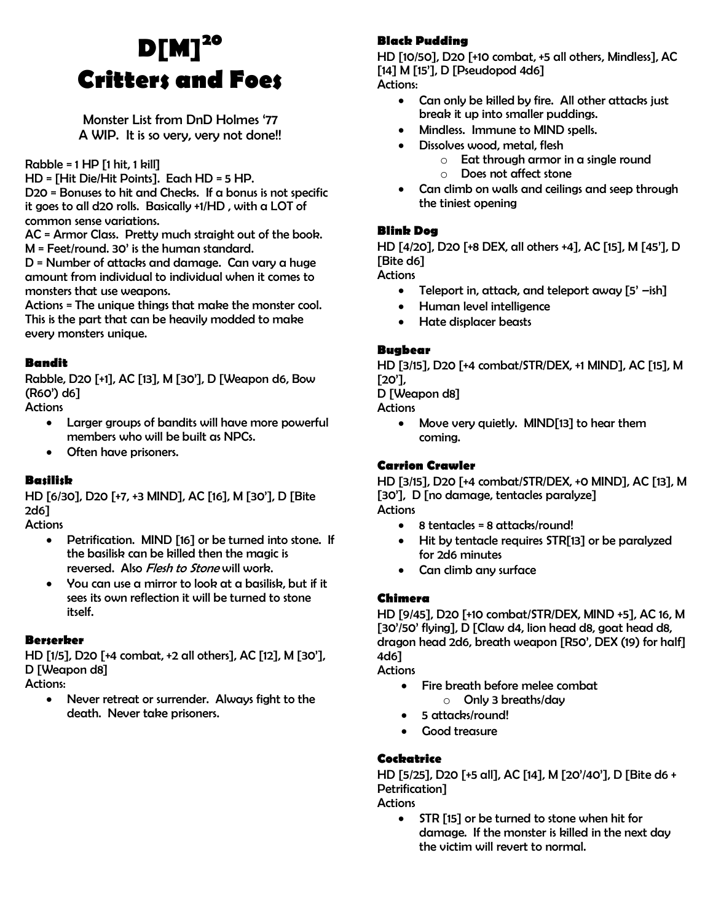# D[M]$^{20}$
# Critters and Foes

Monster List from DnD Holmes '77
A WIP. It is so very, very not done!!

Rabble = 1 HP [1 hit, 1 kill]
HD = [Hit Die/Hit Points]. Each HD = 5 HP.
D20 = Bonuses to hit and Checks. If a bonus is not specific it goes to all d20 rolls. Basically +1/HD , with a LOT of common sense variations.
AC = Armor Class. Pretty much straight out of the book.
M = Feet/round. 30' is the human standard.
D = Number of attacks and damage. Can vary a huge amount from individual to individual when it comes to monsters that use weapons.
Actions = The unique things that make the monster cool. This is the part that can be heavily modded to make every monsters unique.

### Bandit

Rabble, D20 [+1], AC [13], M [30'], D [Weapon d6, Bow (R60') d6]
Actions

- Larger groups of bandits will have more powerful members who will be built as NPCs.
- Often have prisoners.

### Basilisk

HD [6/30], D20 [+7, +3 MIND], AC [16], M [30'], D [Bite 2d6]
Actions

- Petrification. MIND [16] or be turned into stone. If the basilisk can be killed then the magic is reversed. Also *Flesh to Stone* will work.
- You can use a mirror to look at a basilisk, but if it sees its own reflection it will be turned to stone itself.

### Berserker

HD [1/5], D20 [+4 combat, +2 all others], AC [12], M [30'], D [Weapon d8]
Actions:

- Never retreat or surrender. Always fight to the death. Never take prisoners.

### Black Pudding

HD [10/50], D20 [+10 combat, +5 all others, Mindless], AC [14] M [15'], D [Pseudopod 4d6]
Actions:

- Can only be killed by fire. All other attacks just break it up into smaller puddings.
- Mindless. Immune to MIND spells.
- Dissolves wood, metal, flesh
  - Eat through armor in a single round
  - Does not affect stone
- Can climb on walls and ceilings and seep through the tiniest opening

### Blink Dog

HD [4/20], D20 [+8 DEX, all others +4], AC [15], M [45'], D [Bite d6]
Actions

- Teleport in, attack, and teleport away [5' –ish]
- Human level intelligence
- Hate displacer beasts

### Bugbear

HD [3/15], D20 [+4 combat/STR/DEX, +1 MIND], AC [15], M [20'],
D [Weapon d8]
Actions

- Move very quietly. MIND[13] to hear them coming.

### Carrion Crawler

HD [3/15], D20 [+4 combat/STR/DEX, +0 MIND], AC [13], M [30'], D [no damage, tentacles paralyze]
Actions

- 8 tentacles = 8 attacks/round!
- Hit by tentacle requires STR[13] or be paralyzed for 2d6 minutes
- Can climb any surface

### Chimera

HD [9/45], D20 [+10 combat/STR/DEX, MIND +5], AC 16, M [30'/50' flying], D [Claw d4, lion head d8, goat head d8, dragon head 2d6, breath weapon [R50', DEX (19) for half] 4d6]
Actions

- Fire breath before melee combat
  - Only 3 breaths/day
- 5 attacks/round!
- Good treasure

### Cockatrice

HD [5/25], D20 [+5 all], AC [14], M [20'/40'], D [Bite d6 + Petrification]
Actions

- STR [15] or be turned to stone when hit for damage. If the monster is killed in the next day the victim will revert to normal.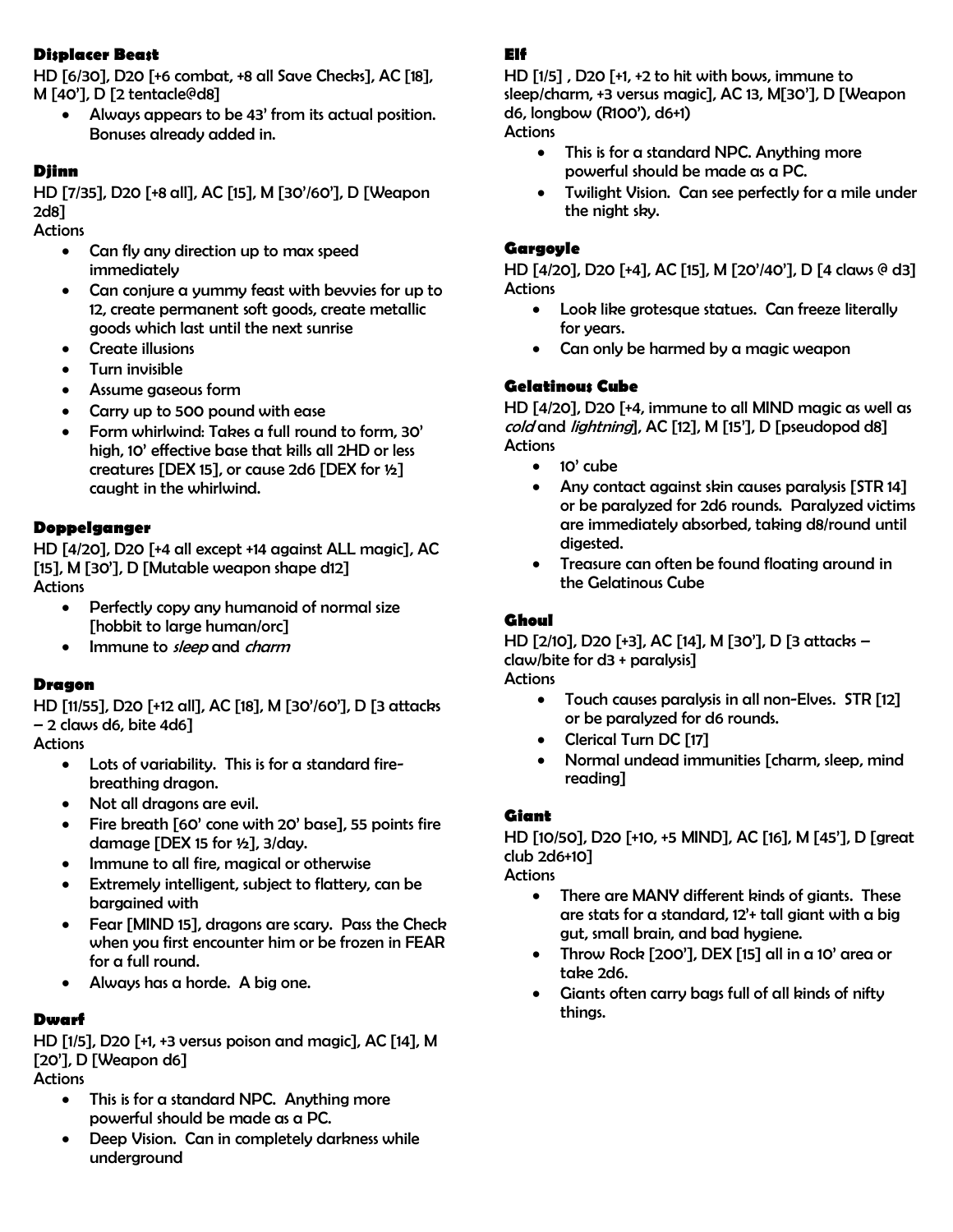### Displacer Beast

HD [6/30], D20 [+6 combat, +8 all Save Checks], AC [18], M [40'], D [2 tentacle@d8]

- Always appears to be 43' from its actual position. Bonuses already added in.

### Djinn

HD [7/35], D20 [+8 all], AC [15], M [30'/60'], D [Weapon 2d8]

Actions

- Can fly any direction up to max speed immediately
- Can conjure a yummy feast with bevvies for up to 12, create permanent soft goods, create metallic goods which last until the next sunrise
- Create illusions
- Turn invisible
- Assume gaseous form
- Carry up to 500 pound with ease
- Form whirlwind: Takes a full round to form, 30' high, 10' effective base that kills all 2HD or less creatures [DEX 15], or cause 2d6 [DEX for ½] caught in the whirlwind.

### Doppelganger

HD [4/20], D20 [+4 all except +14 against ALL magic], AC [15], M [30'], D [Mutable weapon shape d12]

Actions

- Perfectly copy any humanoid of normal size [hobbit to large human/orc]
- Immune to *sleep* and *charm*

### Dragon

HD [11/55], D20 [+12 all], AC [18], M [30'/60'], D [3 attacks – 2 claws d6, bite 4d6]

Actions

- Lots of variability. This is for a standard fire-breathing dragon.
- Not all dragons are evil.
- Fire breath [60' cone with 20' base], 55 points fire damage [DEX 15 for ½], 3/day.
- Immune to all fire, magical or otherwise
- Extremely intelligent, subject to flattery, can be bargained with
- Fear [MIND 15], dragons are scary. Pass the Check when you first encounter him or be frozen in FEAR for a full round.
- Always has a horde. A big one.

### Dwarf

HD [1/5], D20 [+1, +3 versus poison and magic], AC [14], M [20'], D [Weapon d6]

Actions

- This is for a standard NPC. Anything more powerful should be made as a PC.
- Deep Vision. Can in completely darkness while underground

### Elf

HD [1/5] , D20 [+1, +2 to hit with bows, immune to sleep/charm, +3 versus magic], AC 13, M[30'], D [Weapon d6, longbow (R100'), d6+1)

Actions

- This is for a standard NPC. Anything more powerful should be made as a PC.
- Twilight Vision. Can see perfectly for a mile under the night sky.

### Gargoyle

HD [4/20], D20 [+4], AC [15], M [20'/40'], D [4 claws @ d3]

Actions

- Look like grotesque statues. Can freeze literally for years.
- Can only be harmed by a magic weapon

### Gelatinous Cube

HD [4/20], D20 [+4, immune to all MIND magic as well as *cold* and *lightning*], AC [12], M [15'], D [pseudopod d8]

Actions

- 10' cube
- Any contact against skin causes paralysis [STR 14] or be paralyzed for 2d6 rounds. Paralyzed victims are immediately absorbed, taking d8/round until digested.
- Treasure can often be found floating around in the Gelatinous Cube

### Ghoul

HD [2/10], D20 [+3], AC [14], M [30'], D [3 attacks – claw/bite for d3 + paralysis]

Actions

- Touch causes paralysis in all non-Elves. STR [12] or be paralyzed for d6 rounds.
- Clerical Turn DC [17]
- Normal undead immunities [charm, sleep, mind reading]

### Giant

HD [10/50], D20 [+10, +5 MIND], AC [16], M [45'], D [great club 2d6+10]

Actions

- There are MANY different kinds of giants. These are stats for a standard, 12'+ tall giant with a big gut, small brain, and bad hygiene.
- Throw Rock [200'], DEX [15] all in a 10' area or take 2d6.
- Giants often carry bags full of all kinds of nifty things.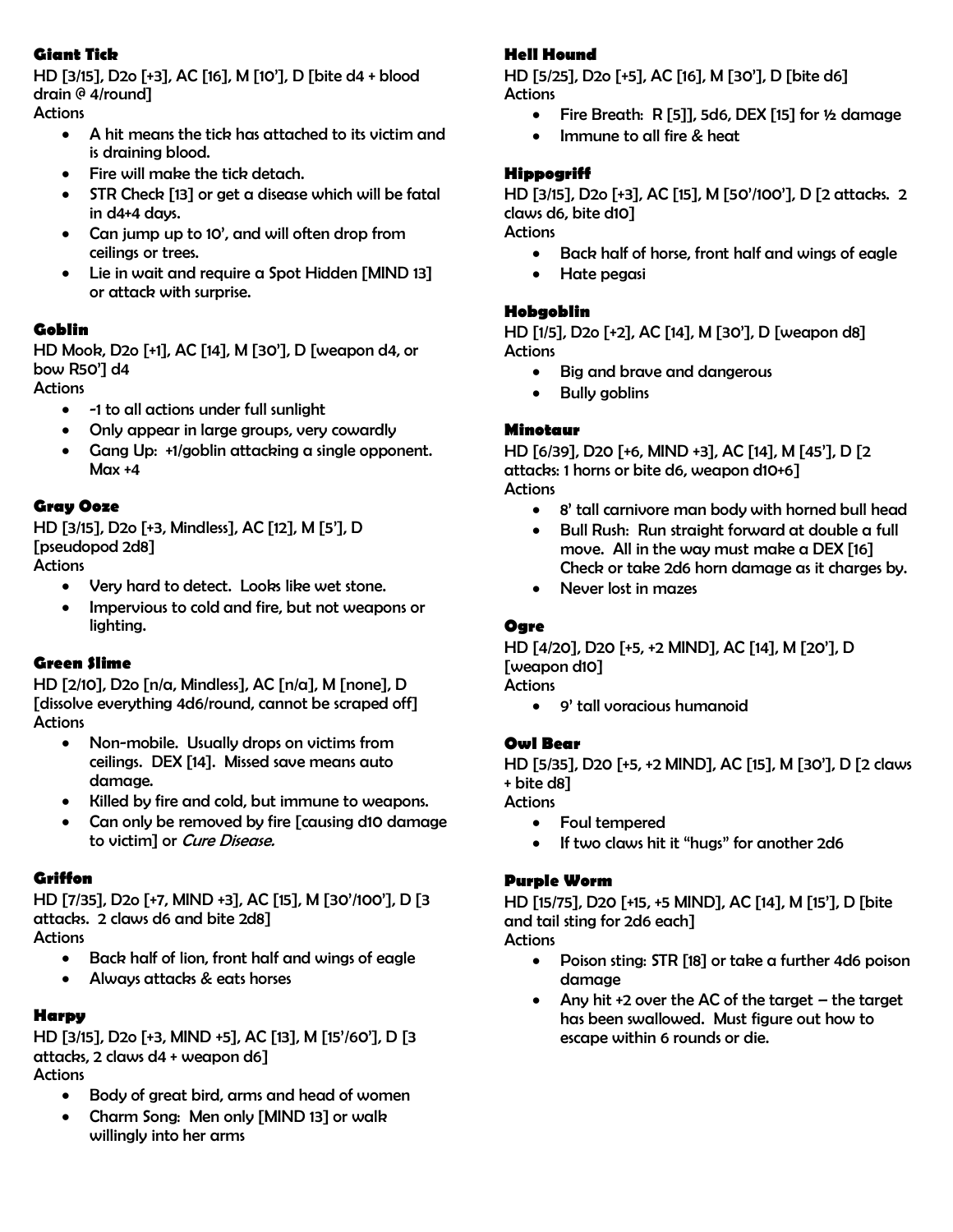### Giant Tick

HD [3/15], D2o [+3], AC [16], M [10'], D [bite d4 + blood drain @ 4/round]

Actions

- A hit means the tick has attached to its victim and is draining blood.
- Fire will make the tick detach.
- STR Check [13] or get a disease which will be fatal in d4+4 days.
- Can jump up to 10', and will often drop from ceilings or trees.
- Lie in wait and require a Spot Hidden [MIND 13] or attack with surprise.

### Goblin

HD Mook, D2o [+1], AC [14], M [30'], D [weapon d4, or bow R50'] d4

Actions

- -1 to all actions under full sunlight
- Only appear in large groups, very cowardly
- Gang Up: +1/goblin attacking a single opponent. Max +4

### Gray Ooze

HD [3/15], D2o [+3, Mindless], AC [12], M [5'], D [pseudopod 2d8]

Actions

- Very hard to detect. Looks like wet stone.
- Impervious to cold and fire, but not weapons or lighting.

### Green Slime

HD [2/10], D2o [n/a, Mindless], AC [n/a], M [none], D [dissolve everything 4d6/round, cannot be scraped off]

Actions

- Non-mobile. Usually drops on victims from ceilings. DEX [14]. Missed save means auto damage.
- Killed by fire and cold, but immune to weapons.
- Can only be removed by fire [causing d10 damage to victim] or *Cure Disease.*

### Griffon

HD [7/35], D2o [+7, MIND +3], AC [15], M [30'/100'], D [3 attacks. 2 claws d6 and bite 2d8]

Actions

- Back half of lion, front half and wings of eagle
- Always attacks & eats horses

### Harpy

HD [3/15], D2o [+3, MIND +5], AC [13], M [15'/60'], D [3 attacks, 2 claws d4 + weapon d6]

Actions

- Body of great bird, arms and head of women
- Charm Song: Men only [MIND 13] or walk willingly into her arms

### Hell Hound

HD [5/25], D2o [+5], AC [16], M [30'], D [bite d6]

Actions

- Fire Breath: R [5]], 5d6, DEX [15] for ½ damage
- Immune to all fire & heat

### Hippogriff

HD [3/15], D2o [+3], AC [15], M [50'/100'], D [2 attacks. 2 claws d6, bite d10]

Actions

- Back half of horse, front half and wings of eagle
- Hate pegasi

### Hobgoblin

HD [1/5], D2o [+2], AC [14], M [30'], D [weapon d8]

Actions

- Big and brave and dangerous
- Bully goblins

### Minotaur

HD [6/39], D20 [+6, MIND +3], AC [14], M [45'], D [2 attacks: 1 horns or bite d6, weapon d10+6]

Actions

- 8' tall carnivore man body with horned bull head
- Bull Rush: Run straight forward at double a full move. All in the way must make a DEX [16] Check or take 2d6 horn damage as it charges by.
- Never lost in mazes

### Ogre

HD [4/20], D20 [+5, +2 MIND], AC [14], M [20'], D [weapon d10]

Actions

- 9' tall voracious humanoid

### Owl Bear

HD [5/35], D20 [+5, +2 MIND], AC [15], M [30'], D [2 claws + bite d8]

Actions

- Foul tempered
- If two claws hit it "hugs" for another 2d6

### Purple Worm

HD [15/75], D20 [+15, +5 MIND], AC [14], M [15'], D [bite and tail sting for 2d6 each]

Actions

- Poison sting: STR [18] or take a further 4d6 poison damage
- Any hit +2 over the AC of the target – the target has been swallowed. Must figure out how to escape within 6 rounds or die.